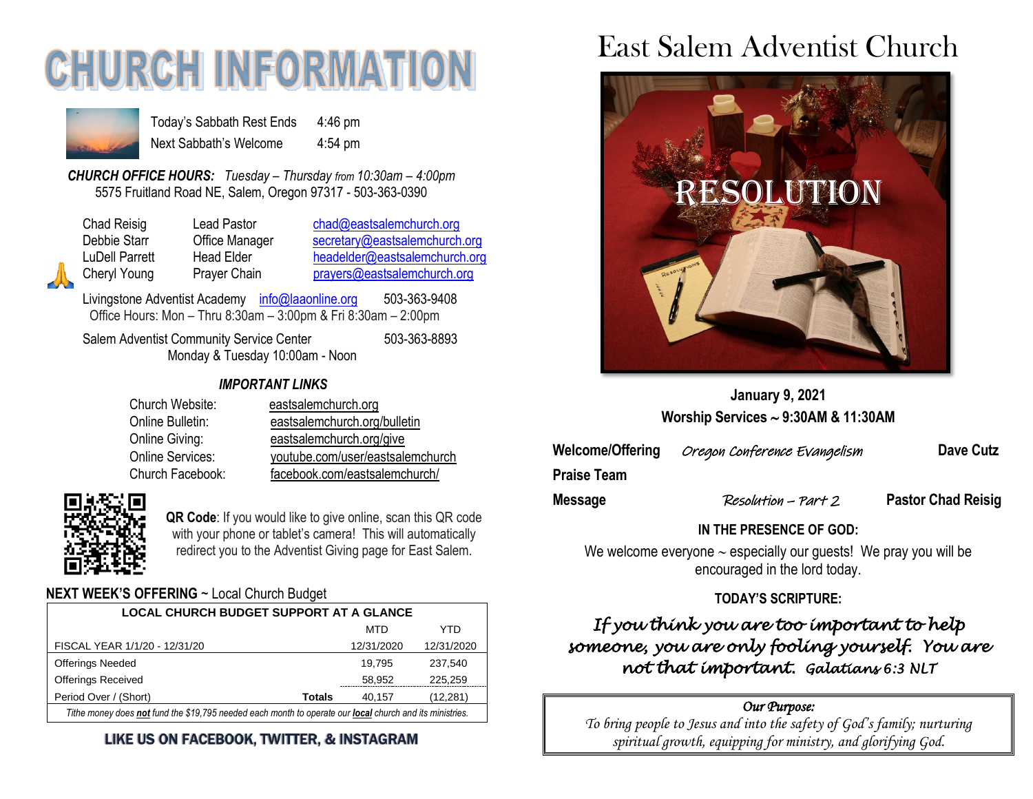# CHURCH INFORMATION

Today's Sabbath Rest Ends 4:46 pm
Next Sabbath's Welcome 4:54 pm

***CHURCH OFFICE HOURS:*** *Tuesday – Thursday from 10:30am – 4:00pm*
5575 Fruitland Road NE, Salem, Oregon 97317 - 503-363-0390

| | | |
|---|---|---|
| Chad Reisig | Lead Pastor | chad@eastsalemchurch.org |
| Debbie Starr | Office Manager | secretary@eastsalemchurch.org |
| LuDell Parrett | Head Elder | headelder@eastsalemchurch.org |
| Cheryl Young | Prayer Chain | prayers@eastsalemchurch.org |

Livingstone Adventist Academy info@laaonline.org 503-363-9408
Office Hours: Mon – Thru 8:30am – 3:00pm & Fri 8:30am – 2:00pm

Salem Adventist Community Service Center 503-363-8893
Monday & Tuesday 10:00am - Noon

***IMPORTANT LINKS***

| | |
|---|---|
| Church Website: | eastsalemchurch.org |
| Online Bulletin: | eastsalemchurch.org/bulletin |
| Online Giving: | eastsalemchurch.org/give |
| Online Services: | youtube.com/user/eastsalemchurch |
| Church Facebook: | facebook.com/eastsalemchurch/ |

**QR Code**: If you would like to give online, scan this QR code with your phone or tablet's camera! This will automatically redirect you to the Adventist Giving page for East Salem.

**NEXT WEEK'S OFFERING** ~ Local Church Budget

| LOCAL CHURCH BUDGET SUPPORT AT A GLANCE | | | |
|---|---|---|---|
| | | MTD | YTD |
| FISCAL YEAR 1/1/20 - 12/31/20 | | 12/31/2020 | 12/31/2020 |
| Offerings Needed | | 19,795 | 237,540 |
| Offerings Received | | 58,952 | 225,259 |
| Period Over / (Short) | **Totals** | 40,157 | (12,281) |

*Tithe money does **not** fund the $19,795 needed each month to operate our **local** church and its ministries.*

**LIKE US ON FACEBOOK, TWITTER, & INSTAGRAM**

# East Salem Adventist Church

RESOLUTION

**January 9, 2021**
**Worship Services ~ 9:30AM & 11:30AM**

| | | |
|---|---|---|
| **Welcome/Offering** | *Oregon Conference Evangelism* | **Dave Cutz** |
| **Praise Team** | | |
| **Message** | *Resolution – Part 2* | **Pastor Chad Reisig** |

**IN THE PRESENCE OF GOD:**

We welcome everyone ~ especially our guests! We pray you will be encouraged in the lord today.

**TODAY'S SCRIPTURE:**

***If you think you are too important to help someone, you are only fooling yourself. You are not that important.*** *Galatians 6:3 NLT*

*Our Purpose:*
*To bring people to Jesus and into the safety of God's family; nurturing spiritual growth, equipping for ministry, and glorifying God.*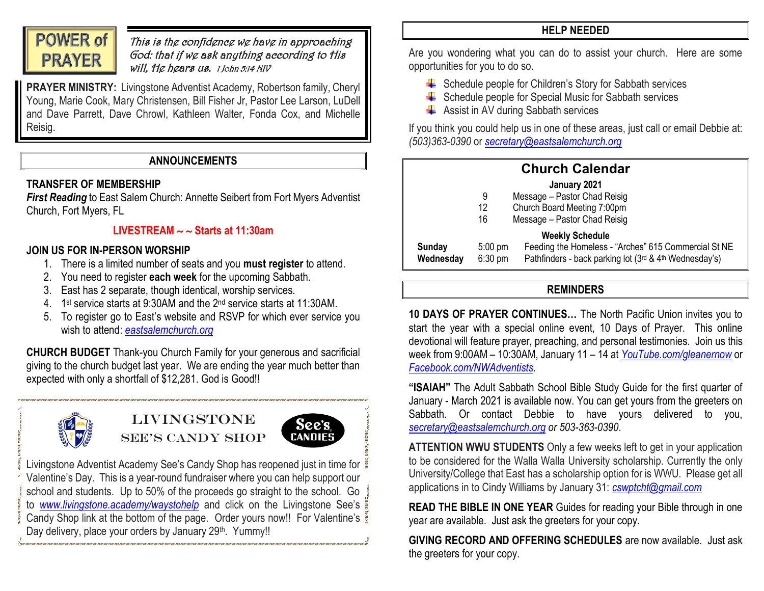## POWER of PRAYER

*This is the confidence we have in approaching God: that if we ask anything according to His will, He hears us. 1 John 5:14 NIV*

**PRAYER MINISTRY:** Livingstone Adventist Academy, Robertson family, Cheryl Young, Marie Cook, Mary Christensen, Bill Fisher Jr, Pastor Lee Larson, LuDell and Dave Parrett, Dave Chrowl, Kathleen Walter, Fonda Cox, and Michelle Reisig.

## ANNOUNCEMENTS

**TRANSFER OF MEMBERSHIP**

***First Reading*** to East Salem Church: Annette Seibert from Fort Myers Adventist Church, Fort Myers, FL

**LIVESTREAM ~ ~ Starts at 11:30am**

**JOIN US FOR IN-PERSON WORSHIP**

1. There is a limited number of seats and you **must register** to attend.
2. You need to register **each week** for the upcoming Sabbath.
3. East has 2 separate, though identical, worship services.
4. 1st service starts at 9:30AM and the 2nd service starts at 11:30AM.
5. To register go to East's website and RSVP for which ever service you wish to attend: *eastsalemchurch.org*

**CHURCH BUDGET** Thank-you Church Family for your generous and sacrificial giving to the church budget last year. We are ending the year much better than expected with only a shortfall of $12,281. God is Good!!

### LIVINGSTONE SEE'S CANDY SHOP

Livingstone Adventist Academy See's Candy Shop has reopened just in time for Valentine's Day. This is a year-round fundraiser where you can help support our school and students. Up to 50% of the proceeds go straight to the school. Go to *www.livingstone.academy/waystohelp* and click on the Livingstone See's Candy Shop link at the bottom of the page. Order yours now!! For Valentine's Day delivery, place your orders by January 29th. Yummy!!

## HELP NEEDED

Are you wondering what you can do to assist your church. Here are some opportunities for you to do so.

- Schedule people for Children's Story for Sabbath services
- Schedule people for Special Music for Sabbath services
- Assist in AV during Sabbath services

If you think you could help us in one of these areas, just call or email Debbie at: *(503)363-0390* or *secretary@eastsalemchurch.org*

## Church Calendar

**January 2021**

| | | |
|---|---|---|
| 9 | Message – Pastor Chad Reisig | |
| 12 | Church Board Meeting 7:00pm | |
| 16 | Message – Pastor Chad Reisig | |

**Weekly Schedule**

| | | |
|---|---|---|
| **Sunday** | 5:00 pm | Feeding the Homeless - "Arches" 615 Commercial St NE |
| **Wednesday** | 6:30 pm | Pathfinders - back parking lot (3rd & 4th Wednesday's) |

## REMINDERS

**10 DAYS OF PRAYER CONTINUES…** The North Pacific Union invites you to start the year with a special online event, 10 Days of Prayer. This online devotional will feature prayer, preaching, and personal testimonies. Join us this week from 9:00AM – 10:30AM, January 11 – 14 at *YouTube.com/gleanernow* or *Facebook.com/NWAdventists*.

**"ISAIAH"** The Adult Sabbath School Bible Study Guide for the first quarter of January - March 2021 is available now. You can get yours from the greeters on Sabbath. Or contact Debbie to have yours delivered to you, *secretary@eastsalemchurch.org or 503-363-0390*.

**ATTENTION WWU STUDENTS** Only a few weeks left to get in your application to be considered for the Walla Walla University scholarship. Currently the only University/College that East has a scholarship option for is WWU. Please get all applications in to Cindy Williams by January 31: *cswptcht@gmail.com*

**READ THE BIBLE IN ONE YEAR** Guides for reading your Bible through in one year are available. Just ask the greeters for your copy.

**GIVING RECORD AND OFFERING SCHEDULES** are now available. Just ask the greeters for your copy.